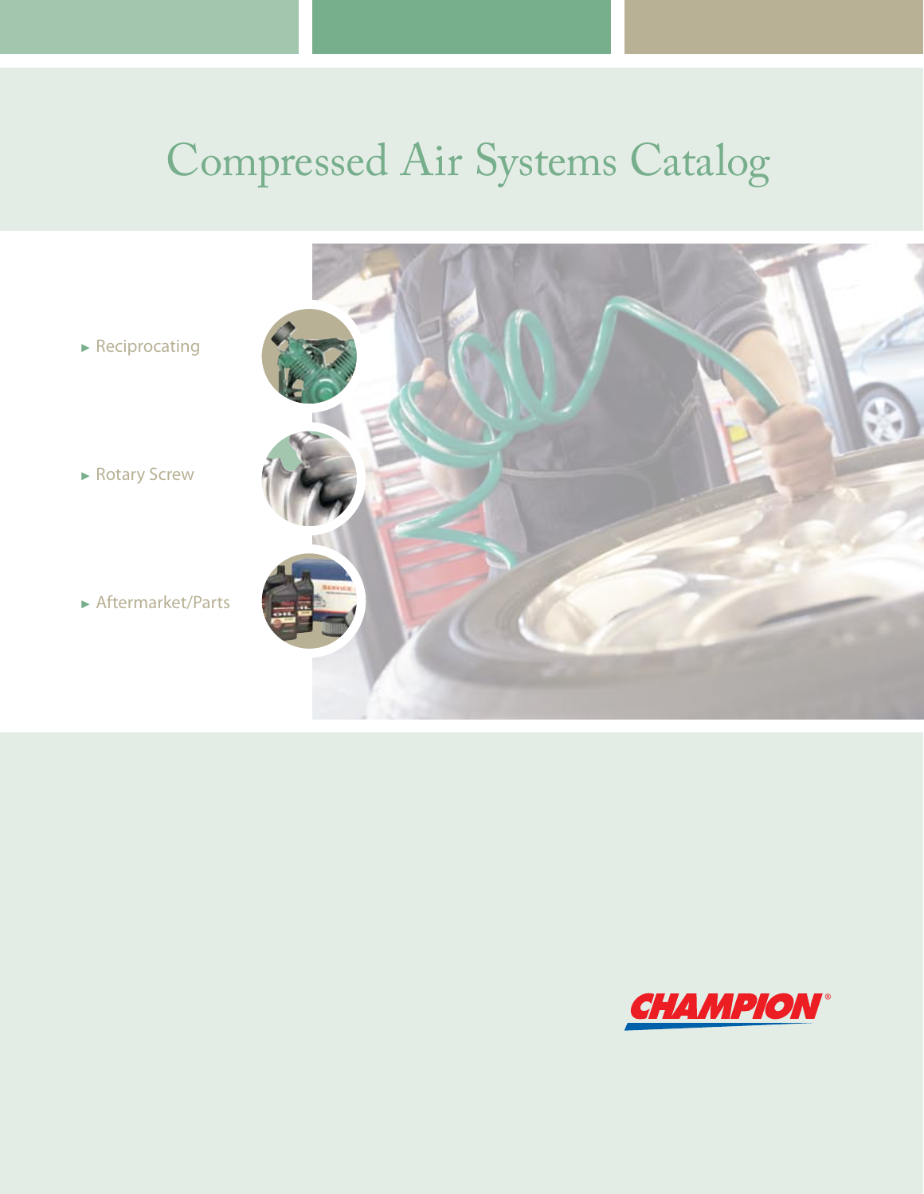# Compressed Air Systems Catalog

- Reciprocating
- Rotary Screw
- Aftermarket/Parts

CHAMPION®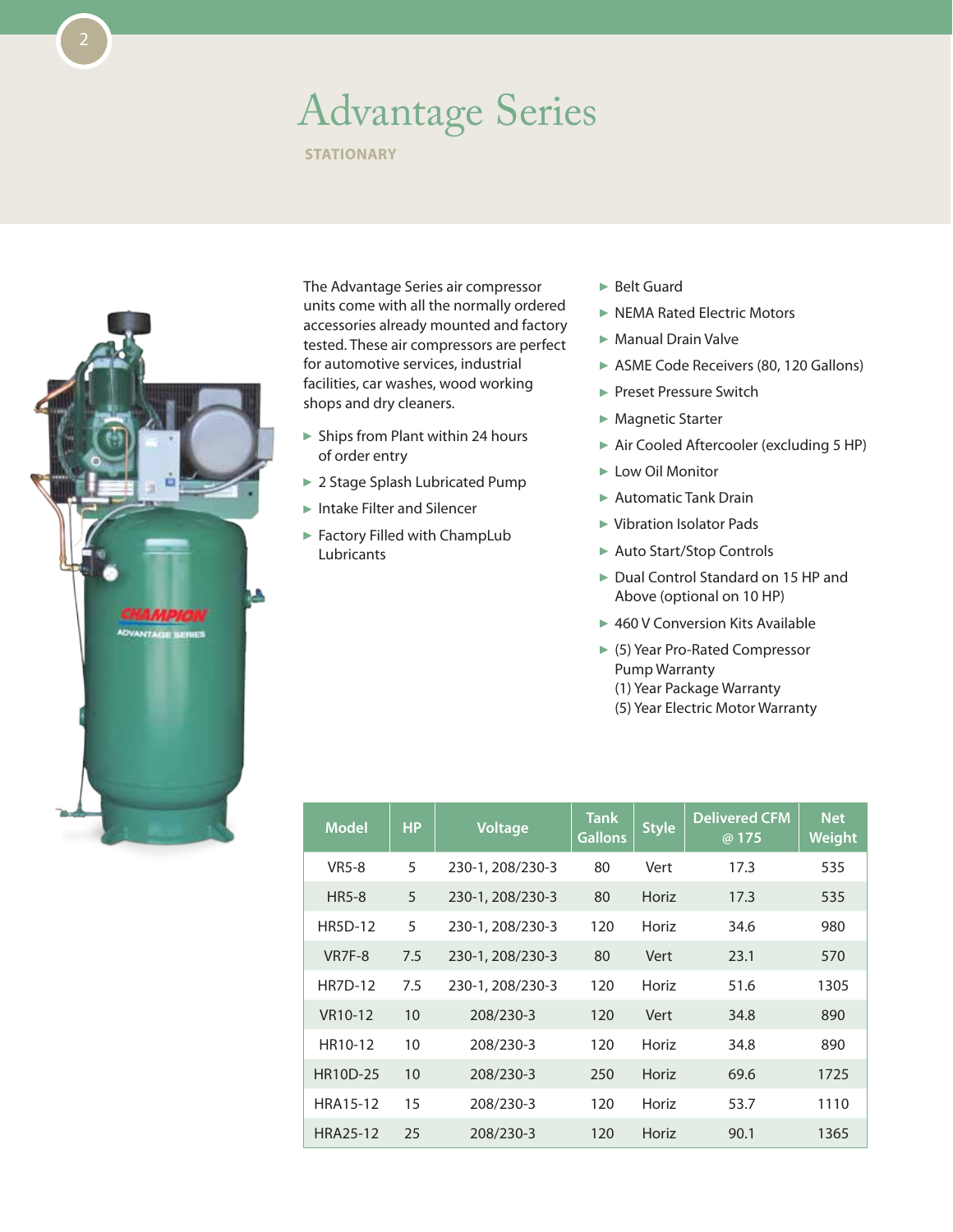# Advantage Series

**STATIONARY**

The Advantage Series air compressor units come with all the normally ordered accessories already mounted and factory tested. These air compressors are perfect for automotive services, industrial facilities, car washes, wood working shops and dry cleaners.

- Ships from Plant within 24 hours of order entry
- 2 Stage Splash Lubricated Pump
- Intake Filter and Silencer
- Factory Filled with ChampLub Lubricants
- Belt Guard
- NEMA Rated Electric Motors
- Manual Drain Valve
- ASME Code Receivers (80, 120 Gallons)
- Preset Pressure Switch
- Magnetic Starter
- Air Cooled Aftercooler (excluding 5 HP)
- Low Oil Monitor
- Automatic Tank Drain
- Vibration Isolator Pads
- Auto Start/Stop Controls
- Dual Control Standard on 15 HP and Above (optional on 10 HP)
- 460 V Conversion Kits Available
- (5) Year Pro-Rated Compressor Pump Warranty
  (1) Year Package Warranty
  (5) Year Electric Motor Warranty

| Model | HP | Voltage | Tank Gallons | Style | Delivered CFM @ 175 | Net Weight |
|---|---|---|---|---|---|---|
| VR5-8 | 5 | 230-1, 208/230-3 | 80 | Vert | 17.3 | 535 |
| HR5-8 | 5 | 230-1, 208/230-3 | 80 | Horiz | 17.3 | 535 |
| HR5D-12 | 5 | 230-1, 208/230-3 | 120 | Horiz | 34.6 | 980 |
| VR7F-8 | 7.5 | 230-1, 208/230-3 | 80 | Vert | 23.1 | 570 |
| HR7D-12 | 7.5 | 230-1, 208/230-3 | 120 | Horiz | 51.6 | 1305 |
| VR10-12 | 10 | 208/230-3 | 120 | Vert | 34.8 | 890 |
| HR10-12 | 10 | 208/230-3 | 120 | Horiz | 34.8 | 890 |
| HR10D-25 | 10 | 208/230-3 | 250 | Horiz | 69.6 | 1725 |
| HRA15-12 | 15 | 208/230-3 | 120 | Horiz | 53.7 | 1110 |
| HRA25-12 | 25 | 208/230-3 | 120 | Horiz | 90.1 | 1365 |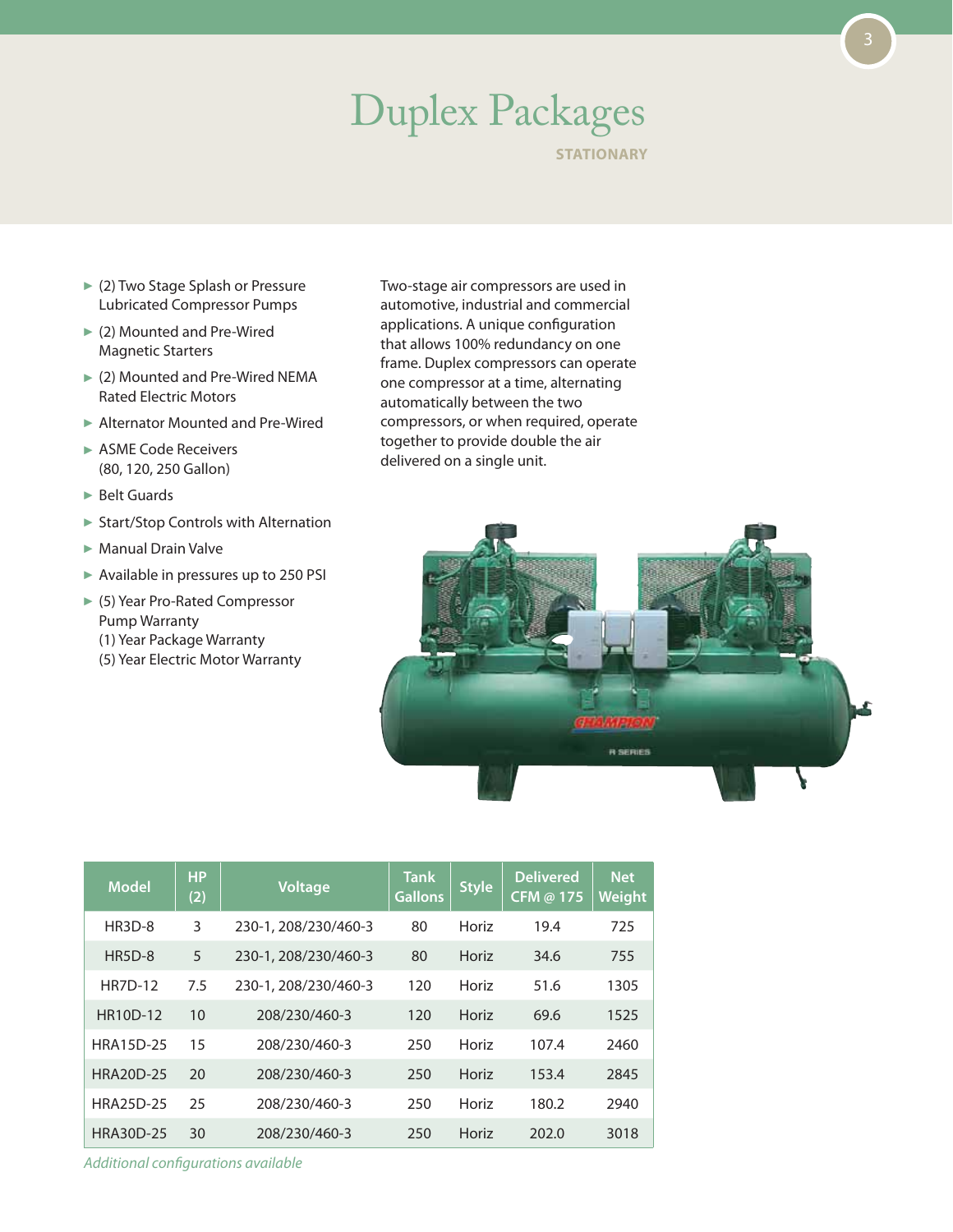# Duplex Packages

**STATIONARY**

- (2) Two Stage Splash or Pressure Lubricated Compressor Pumps
- (2) Mounted and Pre-Wired Magnetic Starters
- (2) Mounted and Pre-Wired NEMA Rated Electric Motors
- Alternator Mounted and Pre-Wired
- ASME Code Receivers (80, 120, 250 Gallon)
- Belt Guards
- Start/Stop Controls with Alternation
- Manual Drain Valve
- Available in pressures up to 250 PSI
- (5) Year Pro-Rated Compressor Pump Warranty
  (1) Year Package Warranty
  (5) Year Electric Motor Warranty

Two-stage air compressors are used in automotive, industrial and commercial applications. A unique configuration that allows 100% redundancy on one frame. Duplex compressors can operate one compressor at a time, alternating automatically between the two compressors, or when required, operate together to provide double the air delivered on a single unit.

| Model | HP (2) | Voltage | Tank Gallons | Style | Delivered CFM @ 175 | Net Weight |
|---|---|---|---|---|---|---|
| HR3D-8 | 3 | 230-1, 208/230/460-3 | 80 | Horiz | 19.4 | 725 |
| HR5D-8 | 5 | 230-1, 208/230/460-3 | 80 | Horiz | 34.6 | 755 |
| HR7D-12 | 7.5 | 230-1, 208/230/460-3 | 120 | Horiz | 51.6 | 1305 |
| HR10D-12 | 10 | 208/230/460-3 | 120 | Horiz | 69.6 | 1525 |
| HRA15D-25 | 15 | 208/230/460-3 | 250 | Horiz | 107.4 | 2460 |
| HRA20D-25 | 20 | 208/230/460-3 | 250 | Horiz | 153.4 | 2845 |
| HRA25D-25 | 25 | 208/230/460-3 | 250 | Horiz | 180.2 | 2940 |
| HRA30D-25 | 30 | 208/230/460-3 | 250 | Horiz | 202.0 | 3018 |

*Additional configurations available*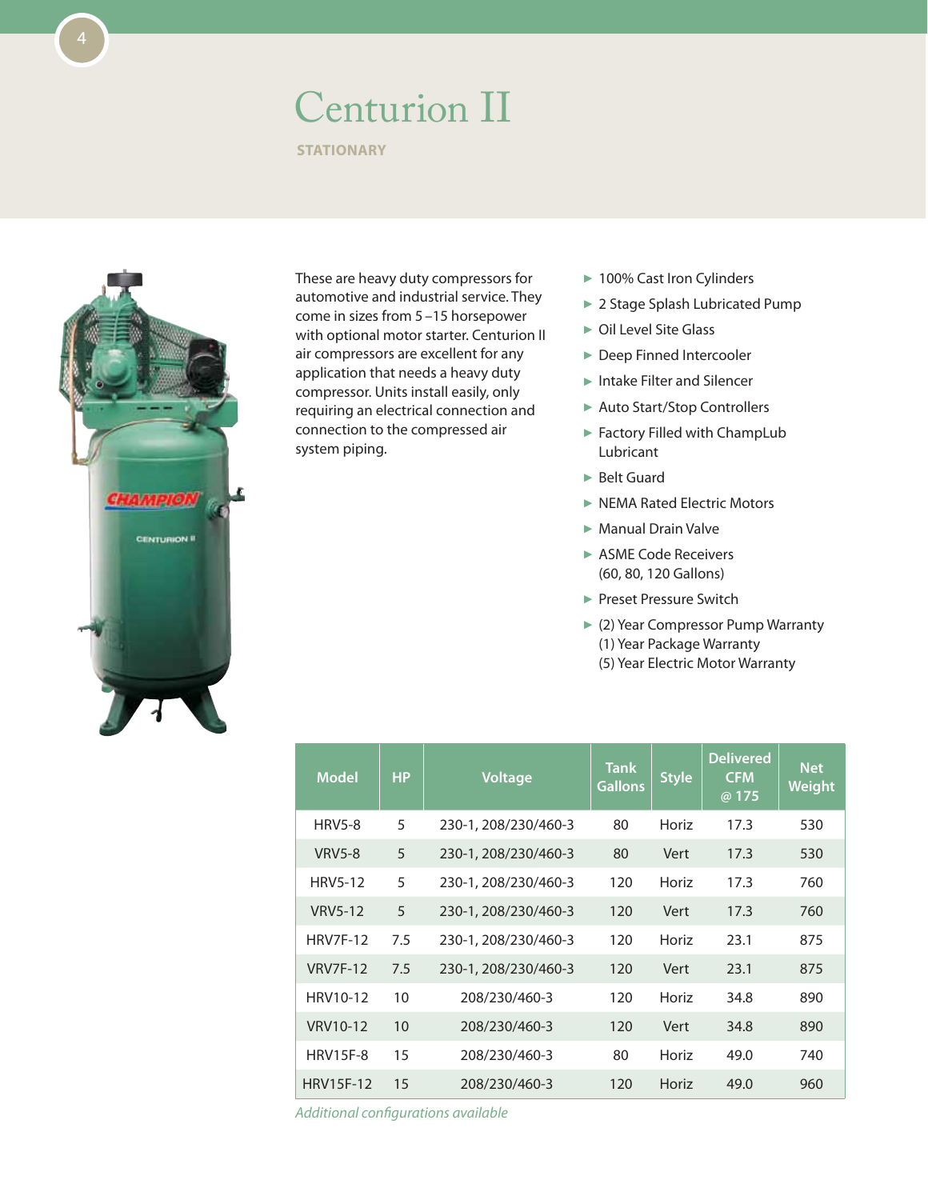# Centurion II

**STATIONARY**

These are heavy duty compressors for automotive and industrial service. They come in sizes from 5 –15 horsepower with optional motor starter. Centurion II air compressors are excellent for any application that needs a heavy duty compressor. Units install easily, only requiring an electrical connection and connection to the compressed air system piping.

- 100% Cast Iron Cylinders
- 2 Stage Splash Lubricated Pump
- Oil Level Site Glass
- Deep Finned Intercooler
- Intake Filter and Silencer
- Auto Start/Stop Controllers
- Factory Filled with ChampLub Lubricant
- Belt Guard
- NEMA Rated Electric Motors
- Manual Drain Valve
- ASME Code Receivers (60, 80, 120 Gallons)
- Preset Pressure Switch
- (2) Year Compressor Pump Warranty
  (1) Year Package Warranty
  (5) Year Electric Motor Warranty

| Model | HP | Voltage | Tank Gallons | Style | Delivered CFM @ 175 | Net Weight |
|---|---|---|---|---|---|---|
| HRV5-8 | 5 | 230-1, 208/230/460-3 | 80 | Horiz | 17.3 | 530 |
| VRV5-8 | 5 | 230-1, 208/230/460-3 | 80 | Vert | 17.3 | 530 |
| HRV5-12 | 5 | 230-1, 208/230/460-3 | 120 | Horiz | 17.3 | 760 |
| VRV5-12 | 5 | 230-1, 208/230/460-3 | 120 | Vert | 17.3 | 760 |
| HRV7F-12 | 7.5 | 230-1, 208/230/460-3 | 120 | Horiz | 23.1 | 875 |
| VRV7F-12 | 7.5 | 230-1, 208/230/460-3 | 120 | Vert | 23.1 | 875 |
| HRV10-12 | 10 | 208/230/460-3 | 120 | Horiz | 34.8 | 890 |
| VRV10-12 | 10 | 208/230/460-3 | 120 | Vert | 34.8 | 890 |
| HRV15F-8 | 15 | 208/230/460-3 | 80 | Horiz | 49.0 | 740 |
| HRV15F-12 | 15 | 208/230/460-3 | 120 | Horiz | 49.0 | 960 |

*Additional configurations available*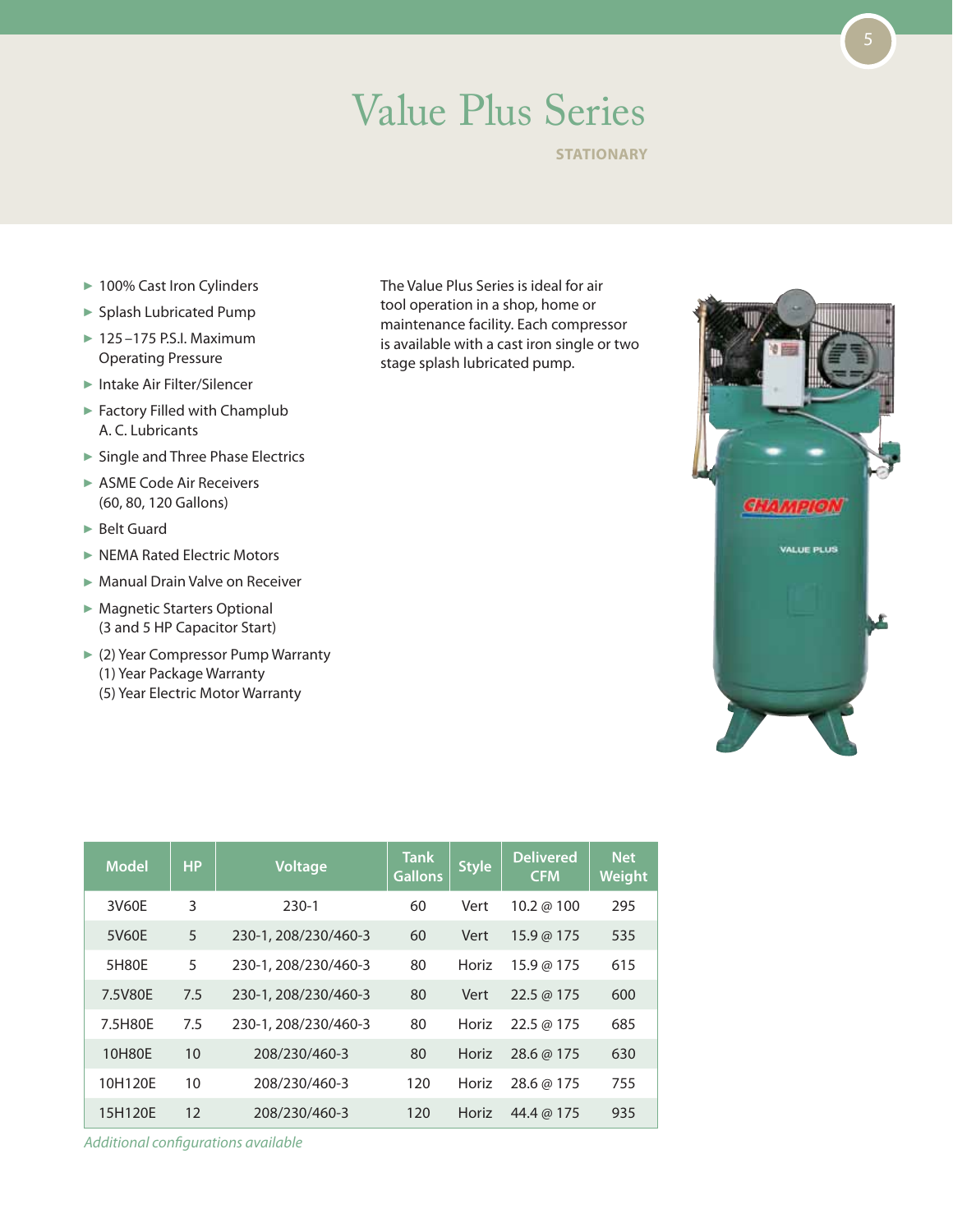# Value Plus Series

**STATIONARY**

- 100% Cast Iron Cylinders
- Splash Lubricated Pump
- 125 –175 P.S.I. Maximum Operating Pressure
- Intake Air Filter/Silencer
- Factory Filled with Champlub A. C. Lubricants
- Single and Three Phase Electrics
- ASME Code Air Receivers (60, 80, 120 Gallons)
- Belt Guard
- NEMA Rated Electric Motors
- Manual Drain Valve on Receiver
- Magnetic Starters Optional (3 and 5 HP Capacitor Start)
- (2) Year Compressor Pump Warranty
  (1) Year Package Warranty
  (5) Year Electric Motor Warranty

The Value Plus Series is ideal for air tool operation in a shop, home or maintenance facility. Each compressor is available with a cast iron single or two stage splash lubricated pump.

| Model | HP | Voltage | Tank Gallons | Style | Delivered CFM | Net Weight |
|---|---|---|---|---|---|---|
| 3V60E | 3 | 230-1 | 60 | Vert | 10.2 @ 100 | 295 |
| 5V60E | 5 | 230-1, 208/230/460-3 | 60 | Vert | 15.9 @ 175 | 535 |
| 5H80E | 5 | 230-1, 208/230/460-3 | 80 | Horiz | 15.9 @ 175 | 615 |
| 7.5V80E | 7.5 | 230-1, 208/230/460-3 | 80 | Vert | 22.5 @ 175 | 600 |
| 7.5H80E | 7.5 | 230-1, 208/230/460-3 | 80 | Horiz | 22.5 @ 175 | 685 |
| 10H80E | 10 | 208/230/460-3 | 80 | Horiz | 28.6 @ 175 | 630 |
| 10H120E | 10 | 208/230/460-3 | 120 | Horiz | 28.6 @ 175 | 755 |
| 15H120E | 12 | 208/230/460-3 | 120 | Horiz | 44.4 @ 175 | 935 |

*Additional configurations available*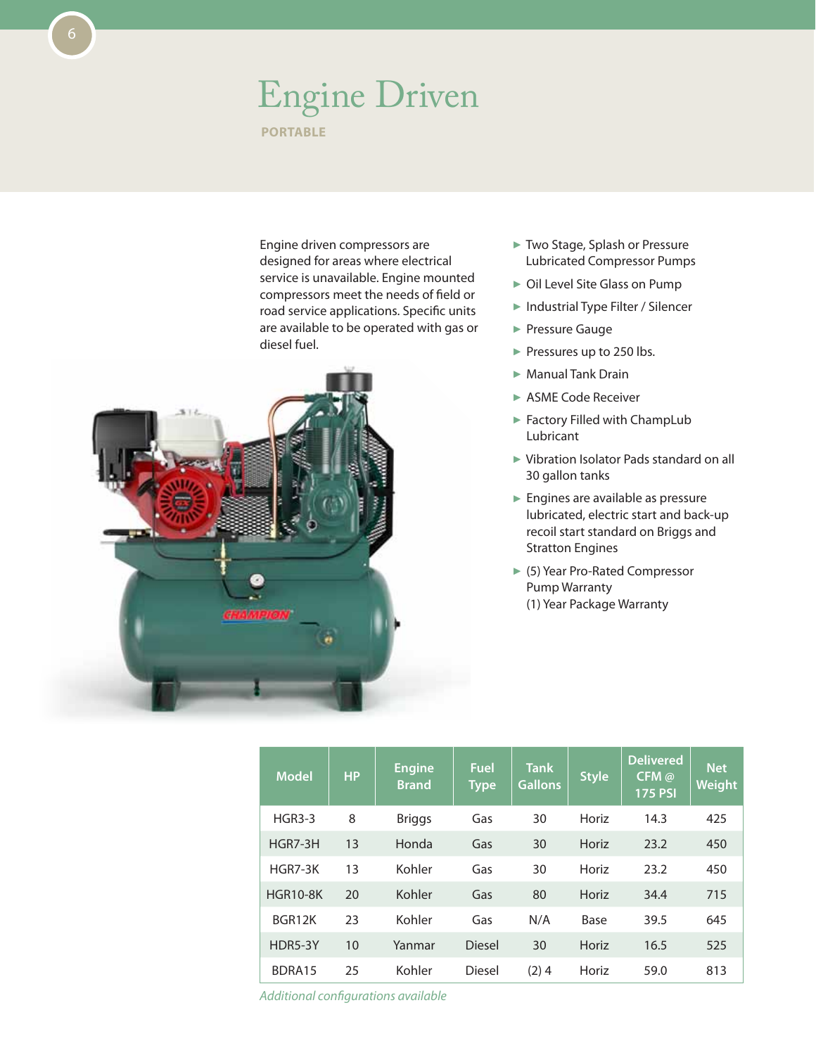# Engine Driven

**PORTABLE**

Engine driven compressors are designed for areas where electrical service is unavailable. Engine mounted compressors meet the needs of field or road service applications. Specific units are available to be operated with gas or diesel fuel.

- Two Stage, Splash or Pressure Lubricated Compressor Pumps
- Oil Level Site Glass on Pump
- Industrial Type Filter / Silencer
- Pressure Gauge
- Pressures up to 250 lbs.
- Manual Tank Drain
- ASME Code Receiver
- Factory Filled with ChampLub Lubricant
- Vibration Isolator Pads standard on all 30 gallon tanks
- Engines are available as pressure lubricated, electric start and back-up recoil start standard on Briggs and Stratton Engines
- (5) Year Pro-Rated Compressor Pump Warranty
  (1) Year Package Warranty

| Model | HP | Engine Brand | Fuel Type | Tank Gallons | Style | Delivered CFM @ 175 PSI | Net Weight |
|---|---|---|---|---|---|---|---|
| HGR3-3 | 8 | Briggs | Gas | 30 | Horiz | 14.3 | 425 |
| HGR7-3H | 13 | Honda | Gas | 30 | Horiz | 23.2 | 450 |
| HGR7-3K | 13 | Kohler | Gas | 30 | Horiz | 23.2 | 450 |
| HGR10-8K | 20 | Kohler | Gas | 80 | Horiz | 34.4 | 715 |
| BGR12K | 23 | Kohler | Gas | N/A | Base | 39.5 | 645 |
| HDR5-3Y | 10 | Yanmar | Diesel | 30 | Horiz | 16.5 | 525 |
| BDRA15 | 25 | Kohler | Diesel | (2) 4 | Horiz | 59.0 | 813 |

*Additional configurations available*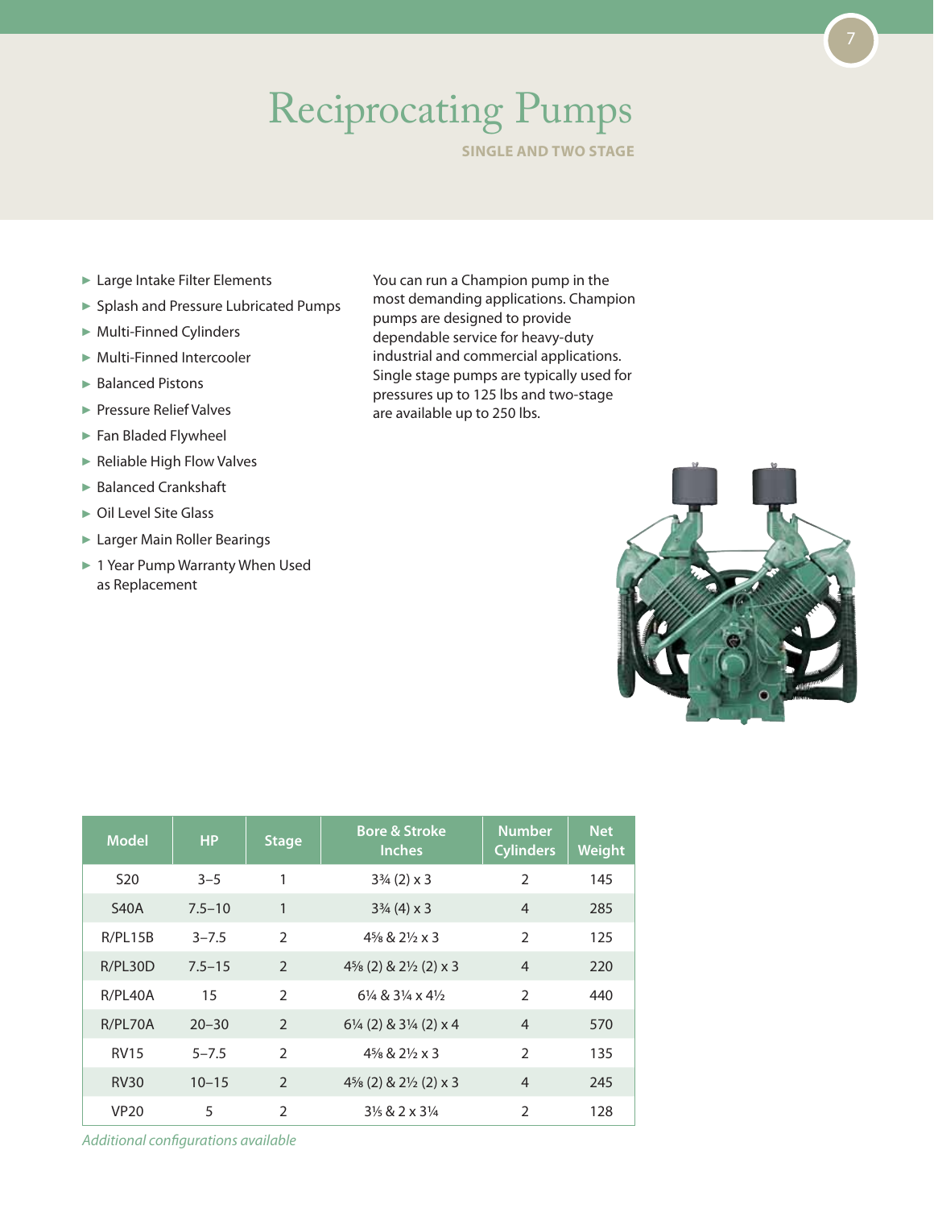# Reciprocating Pumps

**SINGLE AND TWO STAGE**

- Large Intake Filter Elements
- Splash and Pressure Lubricated Pumps
- Multi-Finned Cylinders
- Multi-Finned Intercooler
- Balanced Pistons
- Pressure Relief Valves
- Fan Bladed Flywheel
- Reliable High Flow Valves
- Balanced Crankshaft
- Oil Level Site Glass
- Larger Main Roller Bearings
- 1 Year Pump Warranty When Used as Replacement

You can run a Champion pump in the most demanding applications. Champion pumps are designed to provide dependable service for heavy-duty industrial and commercial applications. Single stage pumps are typically used for pressures up to 125 lbs and two-stage are available up to 250 lbs.

| Model | HP | Stage | Bore & Stroke Inches | Number Cylinders | Net Weight |
|---|---|---|---|---|---|
| S20 | 3–5 | 1 | 3¾ (2) x 3 | 2 | 145 |
| S40A | 7.5–10 | 1 | 3¾ (4) x 3 | 4 | 285 |
| R/PL15B | 3–7.5 | 2 | 4⅝ & 2½ x 3 | 2 | 125 |
| R/PL30D | 7.5–15 | 2 | 4⅝ (2) & 2½ (2) x 3 | 4 | 220 |
| R/PL40A | 15 | 2 | 6¼ & 3¼ x 4½ | 2 | 440 |
| R/PL70A | 20–30 | 2 | 6¼ (2) & 3¼ (2) x 4 | 4 | 570 |
| RV15 | 5–7.5 | 2 | 4⅝ & 2½ x 3 | 2 | 135 |
| RV30 | 10–15 | 2 | 4⅝ (2) & 2½ (2) x 3 | 4 | 245 |
| VP20 | 5 | 2 | 3⅕ & 2 x 3¼ | 2 | 128 |

*Additional configurations available*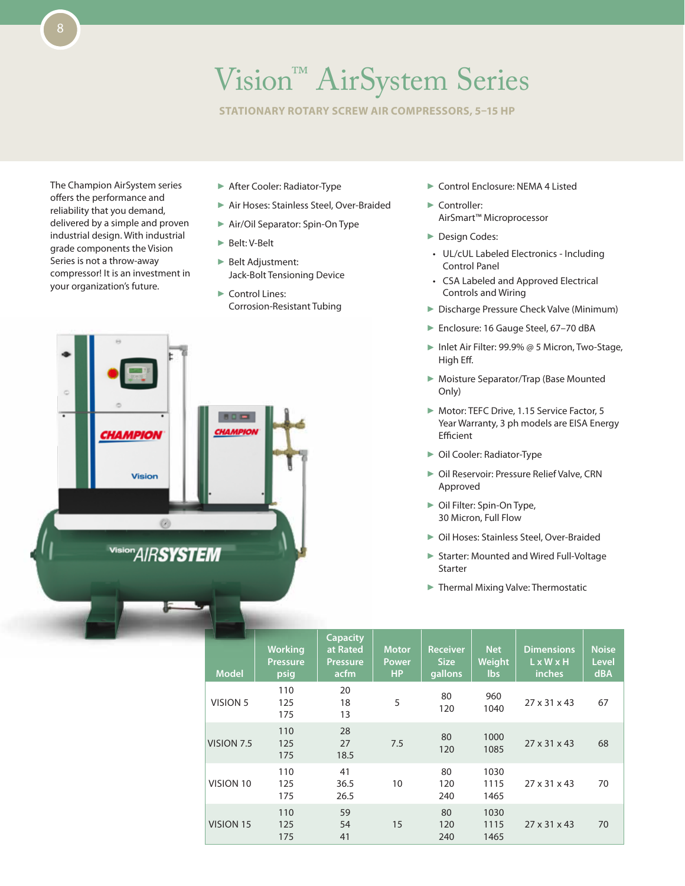# Vision™ AirSystem Series

**STATIONARY ROTARY SCREW AIR COMPRESSORS, 5–15 HP**

The Champion AirSystem series offers the performance and reliability that you demand, delivered by a simple and proven industrial design. With industrial grade components the Vision Series is not a throw-away compressor! It is an investment in your organization's future.

- After Cooler: Radiator-Type
- Air Hoses: Stainless Steel, Over-Braided
- Air/Oil Separator: Spin-On Type
- Belt: V-Belt
- Belt Adjustment: Jack-Bolt Tensioning Device
- Control Lines: Corrosion-Resistant Tubing
- Control Enclosure: NEMA 4 Listed
- Controller: AirSmart™ Microprocessor
- Design Codes:
  - UL/cUL Labeled Electronics - Including Control Panel
  - CSA Labeled and Approved Electrical Controls and Wiring
- Discharge Pressure Check Valve (Minimum)
- Enclosure: 16 Gauge Steel, 67–70 dBA
- Inlet Air Filter: 99.9% @ 5 Micron, Two-Stage, High Eff.
- Moisture Separator/Trap (Base Mounted Only)
- Motor: TEFC Drive, 1.15 Service Factor, 5 Year Warranty, 3 ph models are EISA Energy Efficient
- Oil Cooler: Radiator-Type
- Oil Reservoir: Pressure Relief Valve, CRN Approved
- Oil Filter: Spin-On Type, 30 Micron, Full Flow
- Oil Hoses: Stainless Steel, Over-Braided
- Starter: Mounted and Wired Full-Voltage Starter
- Thermal Mixing Valve: Thermostatic

| Model | Working Pressure psig | Capacity at Rated Pressure acfm | Motor Power HP | Receiver Size gallons | Net Weight lbs | Dimensions L x W x H inches | Noise Level dBA |
|---|---|---|---|---|---|---|---|
| VISION 5 | 110<br>125<br>175 | 20<br>18<br>13 | 5 | 80<br>120 | 960<br>1040 | 27 x 31 x 43 | 67 |
| VISION 7.5 | 110<br>125<br>175 | 28<br>27<br>18.5 | 7.5 | 80<br>120 | 1000<br>1085 | 27 x 31 x 43 | 68 |
| VISION 10 | 110<br>125<br>175 | 41<br>36.5<br>26.5 | 10 | 80<br>120<br>240 | 1030<br>1115<br>1465 | 27 x 31 x 43 | 70 |
| VISION 15 | 110<br>125<br>175 | 59<br>54<br>41 | 15 | 80<br>120<br>240 | 1030<br>1115<br>1465 | 27 x 31 x 43 | 70 |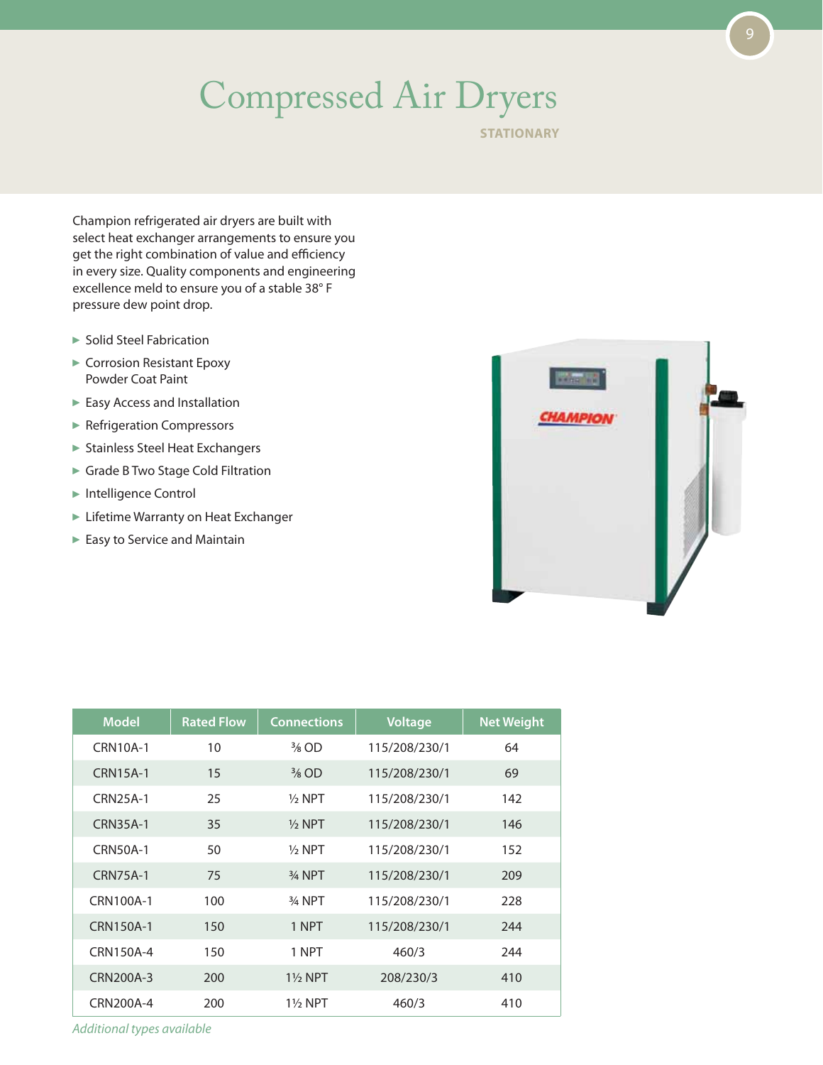# Compressed Air Dryers

**STATIONARY**

Champion refrigerated air dryers are built with select heat exchanger arrangements to ensure you get the right combination of value and efficiency in every size. Quality components and engineering excellence meld to ensure you of a stable 38° F pressure dew point drop.

- Solid Steel Fabrication
- Corrosion Resistant Epoxy Powder Coat Paint
- Easy Access and Installation
- Refrigeration Compressors
- Stainless Steel Heat Exchangers
- Grade B Two Stage Cold Filtration
- Intelligence Control
- Lifetime Warranty on Heat Exchanger
- Easy to Service and Maintain

| Model | Rated Flow | Connections | Voltage | Net Weight |
|---|---|---|---|---|
| CRN10A-1 | 10 | ⅜ OD | 115/208/230/1 | 64 |
| CRN15A-1 | 15 | ⅜ OD | 115/208/230/1 | 69 |
| CRN25A-1 | 25 | ½ NPT | 115/208/230/1 | 142 |
| CRN35A-1 | 35 | ½ NPT | 115/208/230/1 | 146 |
| CRN50A-1 | 50 | ½ NPT | 115/208/230/1 | 152 |
| CRN75A-1 | 75 | ¾ NPT | 115/208/230/1 | 209 |
| CRN100A-1 | 100 | ¾ NPT | 115/208/230/1 | 228 |
| CRN150A-1 | 150 | 1 NPT | 115/208/230/1 | 244 |
| CRN150A-4 | 150 | 1 NPT | 460/3 | 244 |
| CRN200A-3 | 200 | 1½ NPT | 208/230/3 | 410 |
| CRN200A-4 | 200 | 1½ NPT | 460/3 | 410 |

*Additional types available*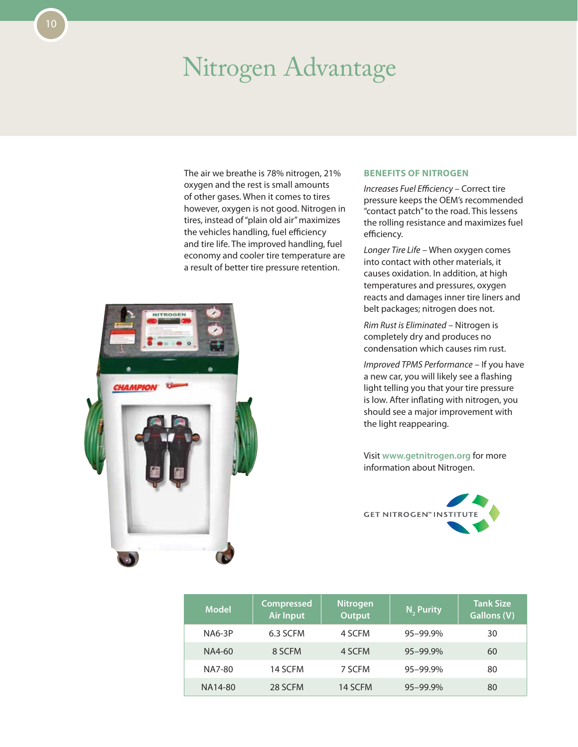# Nitrogen Advantage

The air we breathe is 78% nitrogen, 21% oxygen and the rest is small amounts of other gases. When it comes to tires however, oxygen is not good. Nitrogen in tires, instead of "plain old air" maximizes the vehicles handling, fuel efficiency and tire life. The improved handling, fuel economy and cooler tire temperature are a result of better tire pressure retention.

## BENEFITS OF NITROGEN

*Increases Fuel Efficiency* – Correct tire pressure keeps the OEM's recommended "contact patch" to the road. This lessens the rolling resistance and maximizes fuel efficiency.

*Longer Tire Life* – When oxygen comes into contact with other materials, it causes oxidation. In addition, at high temperatures and pressures, oxygen reacts and damages inner tire liners and belt packages; nitrogen does not.

*Rim Rust is Eliminated* – Nitrogen is completely dry and produces no condensation which causes rim rust.

*Improved TPMS Performance* – If you have a new car, you will likely see a flashing light telling you that your tire pressure is low. After inflating with nitrogen, you should see a major improvement with the light reappearing.

Visit **www.getnitrogen.org** for more information about Nitrogen.

GET NITROGEN™ INSTITUTE

| Model | Compressed Air Input | Nitrogen Output | $N_2$ Purity | Tank Size Gallons (V) |
|---|---|---|---|---|
| NA6-3P | 6.3 SCFM | 4 SCFM | 95–99.9% | 30 |
| NA4-60 | 8 SCFM | 4 SCFM | 95–99.9% | 60 |
| NA7-80 | 14 SCFM | 7 SCFM | 95–99.9% | 80 |
| NA14-80 | 28 SCFM | 14 SCFM | 95–99.9% | 80 |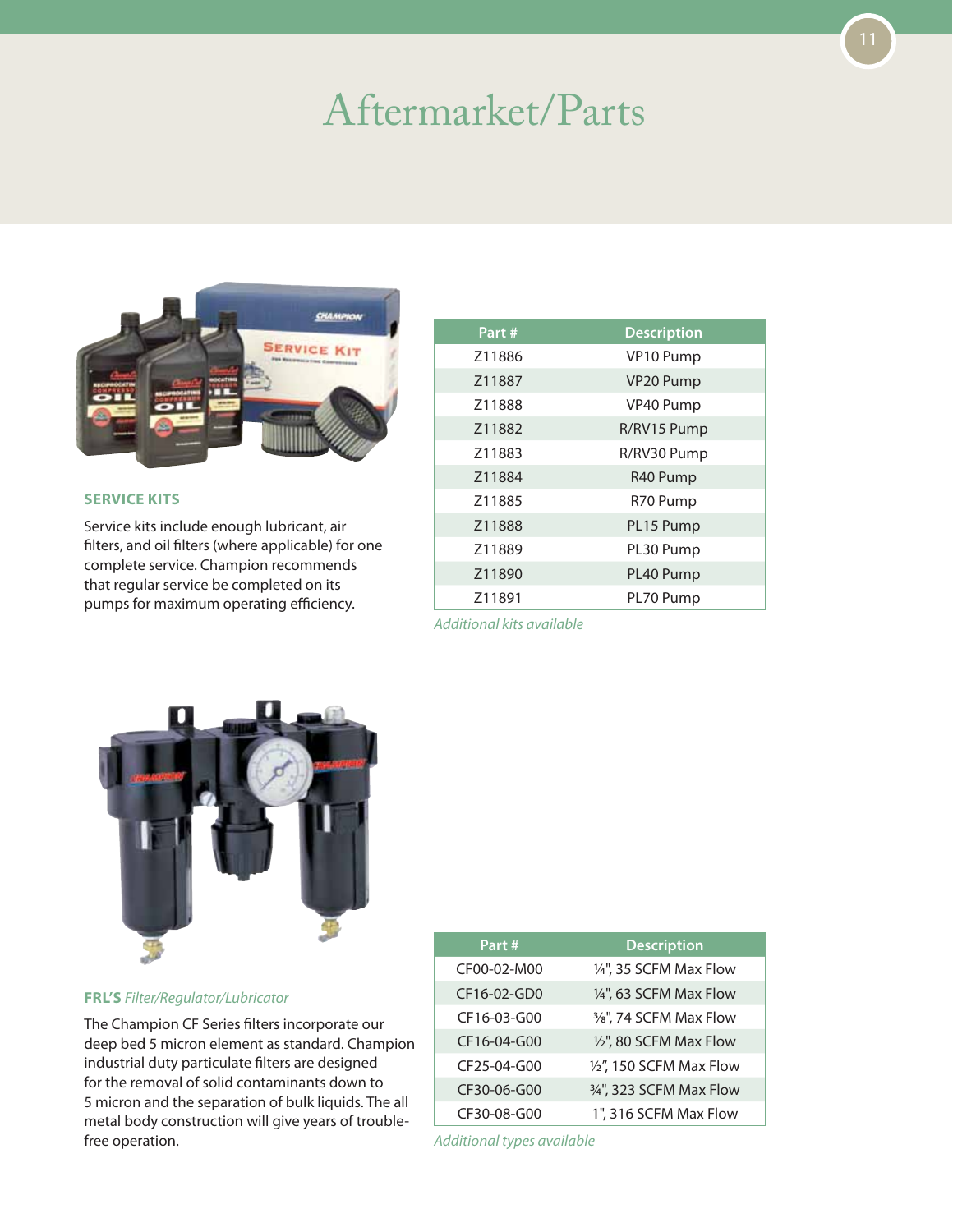# Aftermarket/Parts

## SERVICE KITS

Service kits include enough lubricant, air filters, and oil filters (where applicable) for one complete service. Champion recommends that regular service be completed on its pumps for maximum operating efficiency.

| Part # | Description |
|---|---|
| Z11886 | VP10 Pump |
| Z11887 | VP20 Pump |
| Z11888 | VP40 Pump |
| Z11882 | R/RV15 Pump |
| Z11883 | R/RV30 Pump |
| Z11884 | R40 Pump |
| Z11885 | R70 Pump |
| Z11888 | PL15 Pump |
| Z11889 | PL30 Pump |
| Z11890 | PL40 Pump |
| Z11891 | PL70 Pump |

*Additional kits available*

## FRL'S *Filter/Regulator/Lubricator*

The Champion CF Series filters incorporate our deep bed 5 micron element as standard. Champion industrial duty particulate filters are designed for the removal of solid contaminants down to 5 micron and the separation of bulk liquids. The all metal body construction will give years of trouble-free operation.

| Part # | Description |
|---|---|
| CF00-02-M00 | ¼", 35 SCFM Max Flow |
| CF16-02-GD0 | ¼", 63 SCFM Max Flow |
| CF16-03-G00 | ⅜", 74 SCFM Max Flow |
| CF16-04-G00 | ½", 80 SCFM Max Flow |
| CF25-04-G00 | ½", 150 SCFM Max Flow |
| CF30-06-G00 | ¾", 323 SCFM Max Flow |
| CF30-08-G00 | 1", 316 SCFM Max Flow |

*Additional types available*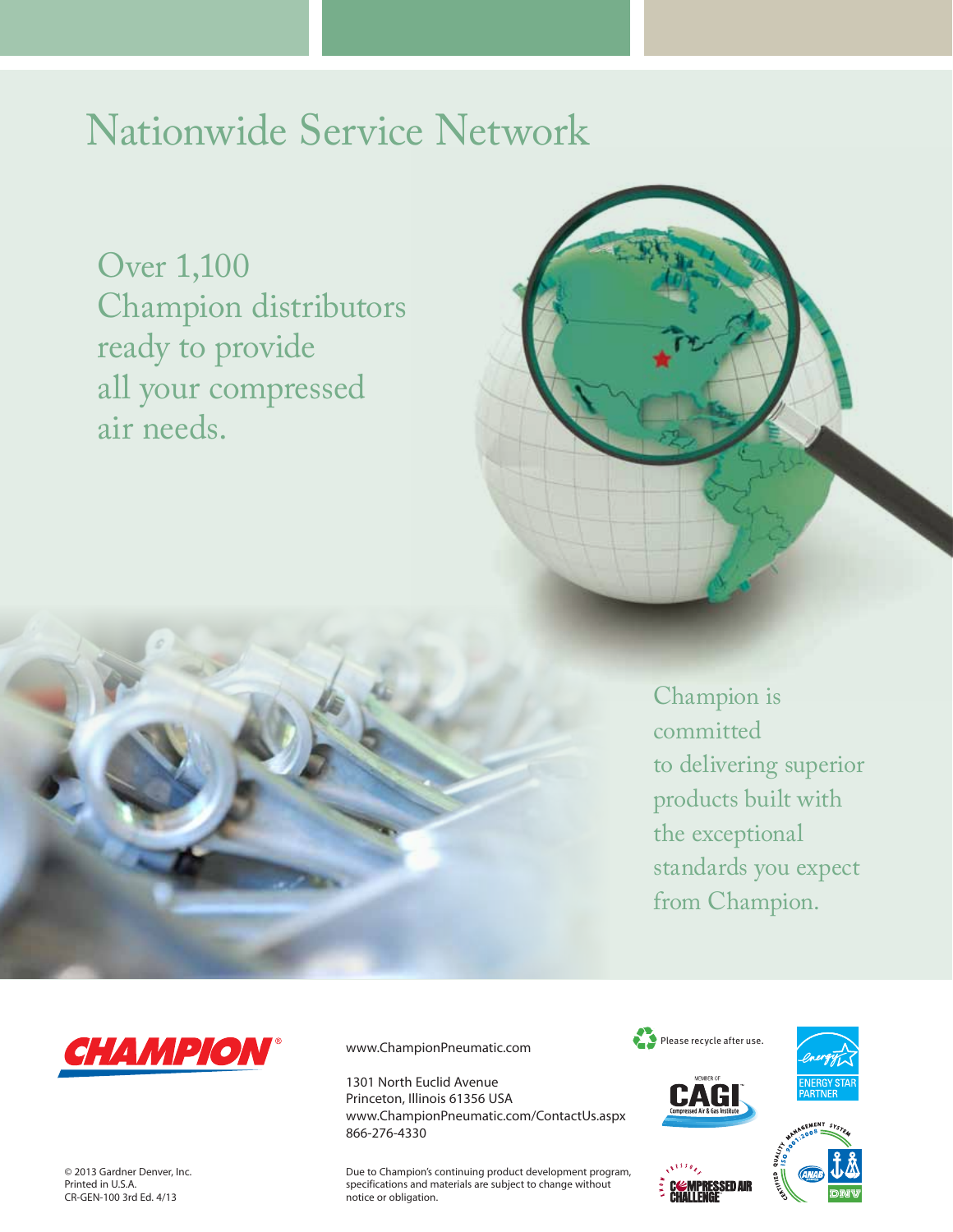# Nationwide Service Network

Over 1,100 Champion distributors ready to provide all your compressed air needs.

Champion is committed to delivering superior products built with the exceptional standards you expect from Champion.

CHAMPION®

www.ChampionPneumatic.com

1301 North Euclid Avenue
Princeton, Illinois 61356 USA
www.ChampionPneumatic.com/ContactUs.aspx
866-276-4330

Please recycle after use.

© 2013 Gardner Denver, Inc.
Printed in U.S.A.
CR-GEN-100 3rd Ed. 4/13

Due to Champion's continuing product development program, specifications and materials are subject to change without notice or obligation.